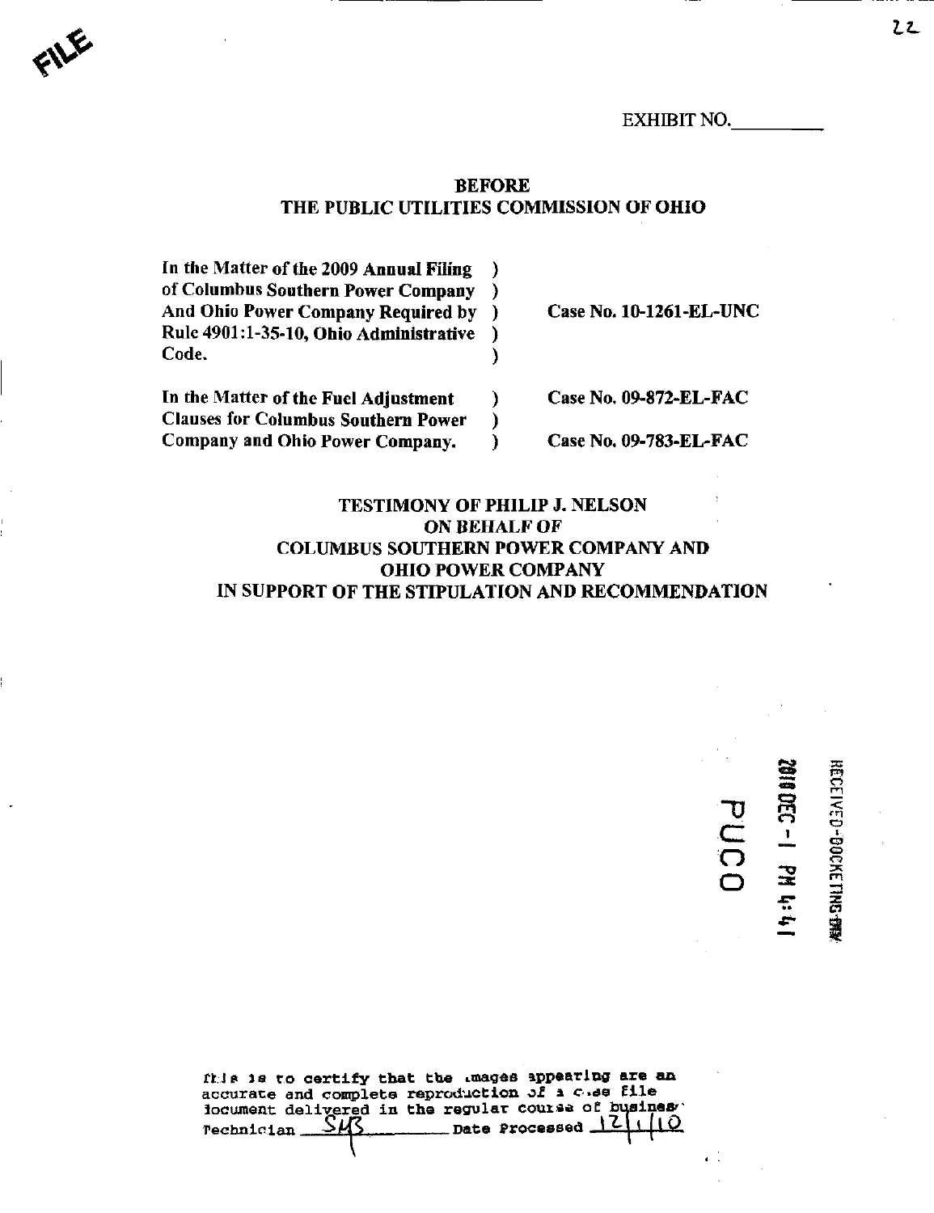FILE

EXHIBIT NO.\_\_\_\_\_\_\_\_\_

**BEFORE**
**THE PUBLIC UTILITIES COMMISSION OF OHIO**

| | | |
|---|---|---|
| **In the Matter of the 2009 Annual Filing of Columbus Southern Power Company And Ohio Power Company Required by Rule 4901:1-35-10, Ohio Administrative Code.** | ) | **Case No. 10-1261-EL-UNC** |
| **In the Matter of the Fuel Adjustment Clauses for Columbus Southern Power Company and Ohio Power Company.** | ) | **Case No. 09-872-EL-FAC** **Case No. 09-783-EL-FAC** |

**TESTIMONY OF PHILIP J. NELSON**
***ON BEHALF OF***
**COLUMBUS SOUTHERN POWER COMPANY AND**
**OHIO POWER COMPANY**
**IN SUPPORT OF THE STIPULATION AND RECOMMENDATION**

RECEIVED-DOCKETING DIV
2010 DEC -1 PM 4:41
PUCO

This is to certify that the images appearing are an accurate and complete reproduction of a case file document delivered in the regular course of business
Technician SMS Date Processed 12/1/10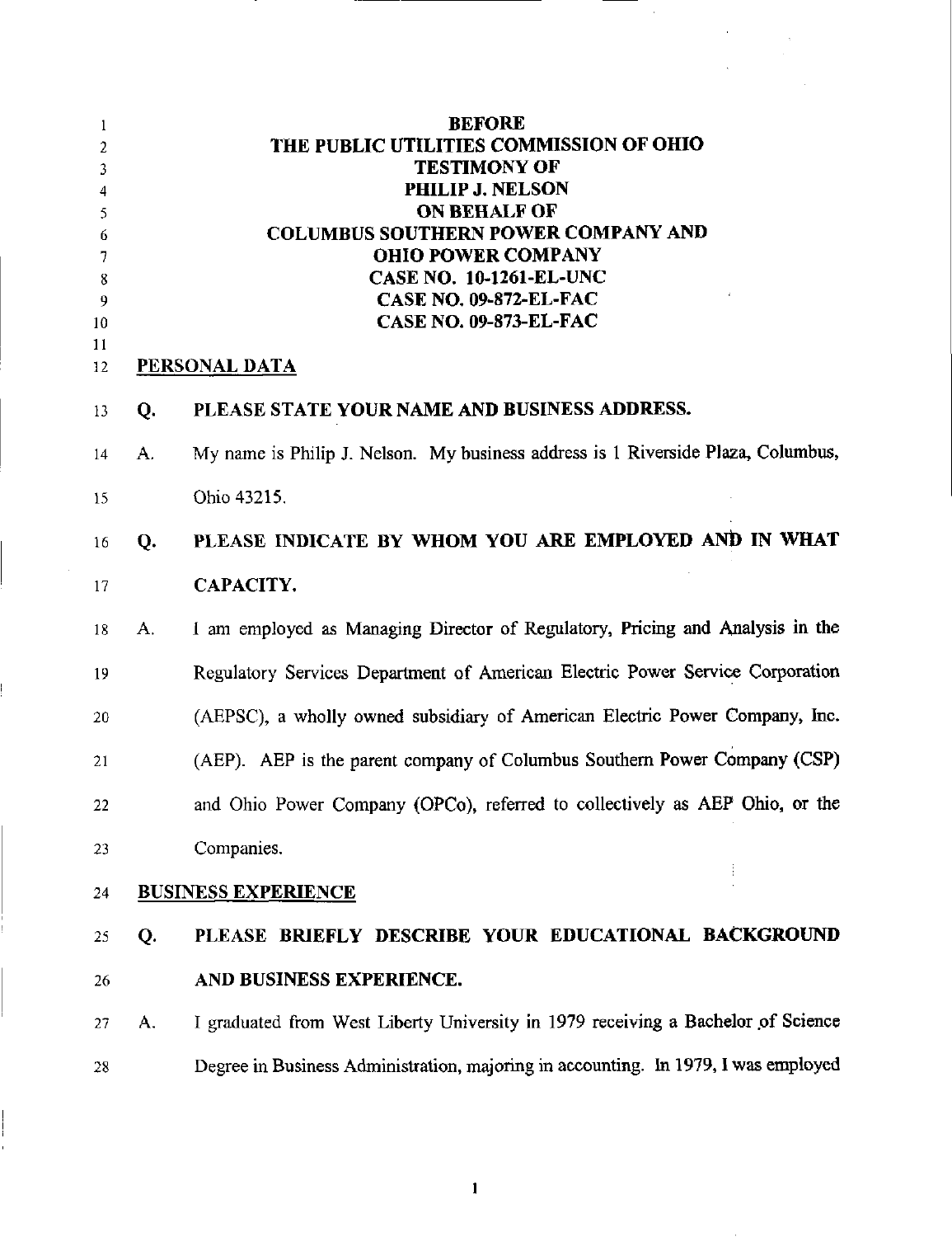**BEFORE**
**THE PUBLIC UTILITIES COMMISSION OF OHIO**
**TESTIMONY OF**
**PHILIP J. NELSON**
**ON BEHALF OF**
**COLUMBUS SOUTHERN POWER COMPANY AND**
**OHIO POWER COMPANY**
**CASE NO. 10-1261-EL-UNC**
**CASE NO. 09-872-EL-FAC**
**CASE NO. 09-873-EL-FAC**

## PERSONAL DATA

**Q. PLEASE STATE YOUR NAME AND BUSINESS ADDRESS.**

A. My name is Philip J. Nelson. My business address is 1 Riverside Plaza, Columbus, Ohio 43215.

**Q. PLEASE INDICATE BY WHOM YOU ARE EMPLOYED AND IN WHAT CAPACITY.**

A. I am employed as Managing Director of Regulatory, Pricing and Analysis in the Regulatory Services Department of American Electric Power Service Corporation (AEPSC), a wholly owned subsidiary of American Electric Power Company, Inc. (AEP). AEP is the parent company of Columbus Southern Power Company (CSP) and Ohio Power Company (OPCo), referred to collectively as AEP Ohio, or the Companies.

## BUSINESS EXPERIENCE

**Q. PLEASE BRIEFLY DESCRIBE YOUR EDUCATIONAL BACKGROUND AND BUSINESS EXPERIENCE.**

A. I graduated from West Liberty University in 1979 receiving a Bachelor of Science Degree in Business Administration, majoring in accounting. In 1979, I was employed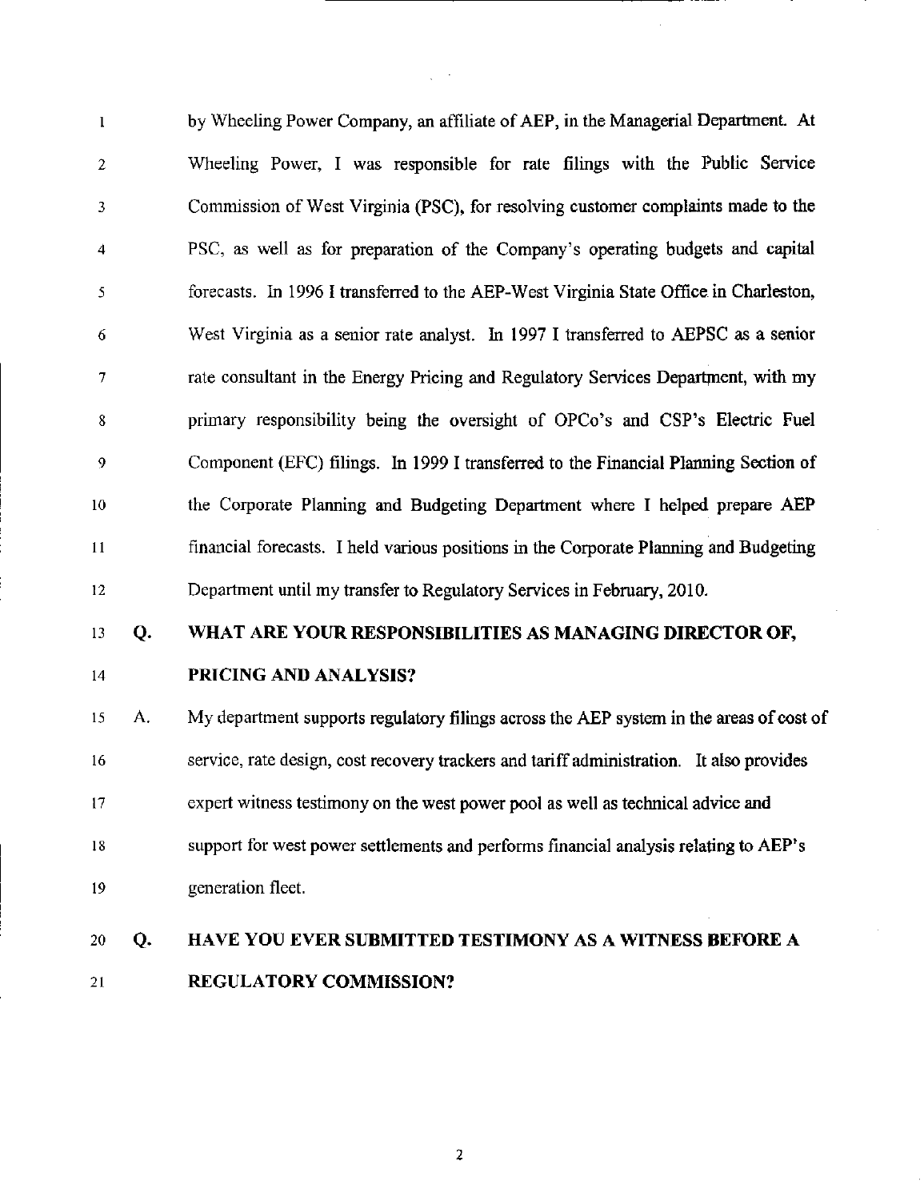by Wheeling Power Company, an affiliate of AEP, in the Managerial Department. At Wheeling Power, I was responsible for rate filings with the Public Service Commission of West Virginia (PSC), for resolving customer complaints made to the PSC, as well as for preparation of the Company's operating budgets and capital forecasts. In 1996 I transferred to the AEP-West Virginia State Office in Charleston, West Virginia as a senior rate analyst. In 1997 I transferred to AEPSC as a senior rate consultant in the Energy Pricing and Regulatory Services Department, with my primary responsibility being the oversight of OPCo's and CSP's Electric Fuel Component (EFC) filings. In 1999 I transferred to the Financial Planning Section of the Corporate Planning and Budgeting Department where I helped prepare AEP financial forecasts. I held various positions in the Corporate Planning and Budgeting Department until my transfer to Regulatory Services in February, 2010.

**Q. WHAT ARE YOUR RESPONSIBILITIES AS MANAGING DIRECTOR OF, PRICING AND ANALYSIS?**

A. My department supports regulatory filings across the AEP system in the areas of cost of service, rate design, cost recovery trackers and tariff administration. It also provides expert witness testimony on the west power pool as well as technical advice and support for west power settlements and performs financial analysis relating to AEP's generation fleet.

**Q. HAVE YOU EVER SUBMITTED TESTIMONY AS A WITNESS BEFORE A REGULATORY COMMISSION?**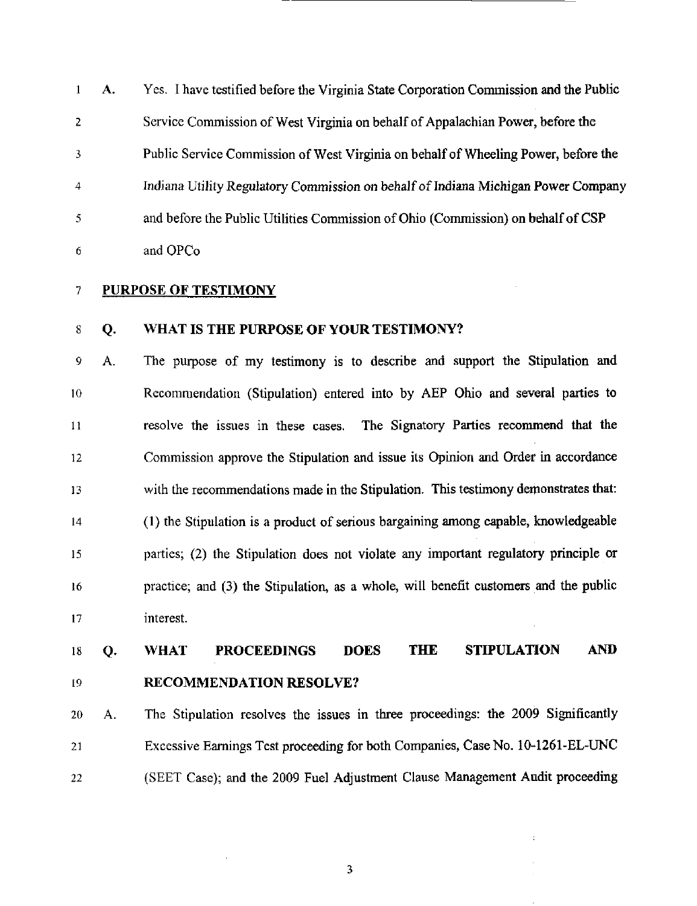A. Yes. I have testified before the Virginia State Corporation Commission and the Public Service Commission of West Virginia on behalf of Appalachian Power, before the Public Service Commission of West Virginia on behalf of Wheeling Power, before the Indiana Utility Regulatory Commission on behalf of Indiana Michigan Power Company and before the Public Utilities Commission of Ohio (Commission) on behalf of CSP and OPCo

## PURPOSE OF TESTIMONY

**Q. WHAT IS THE PURPOSE OF YOUR TESTIMONY?**

A. The purpose of my testimony is to describe and support the Stipulation and Recommendation (Stipulation) entered into by AEP Ohio and several parties to resolve the issues in these cases. The Signatory Parties recommend that the Commission approve the Stipulation and issue its Opinion and Order in accordance with the recommendations made in the Stipulation. This testimony demonstrates that: (1) the Stipulation is a product of serious bargaining among capable, knowledgeable parties; (2) the Stipulation does not violate any important regulatory principle or practice; and (3) the Stipulation, as a whole, will benefit customers and the public interest.

**Q. WHAT PROCEEDINGS DOES THE STIPULATION AND RECOMMENDATION RESOLVE?**

A. The Stipulation resolves the issues in three proceedings: the 2009 Significantly Excessive Earnings Test proceeding for both Companies, Case No. 10-1261-EL-UNC (SEET Case); and the 2009 Fuel Adjustment Clause Management Audit proceeding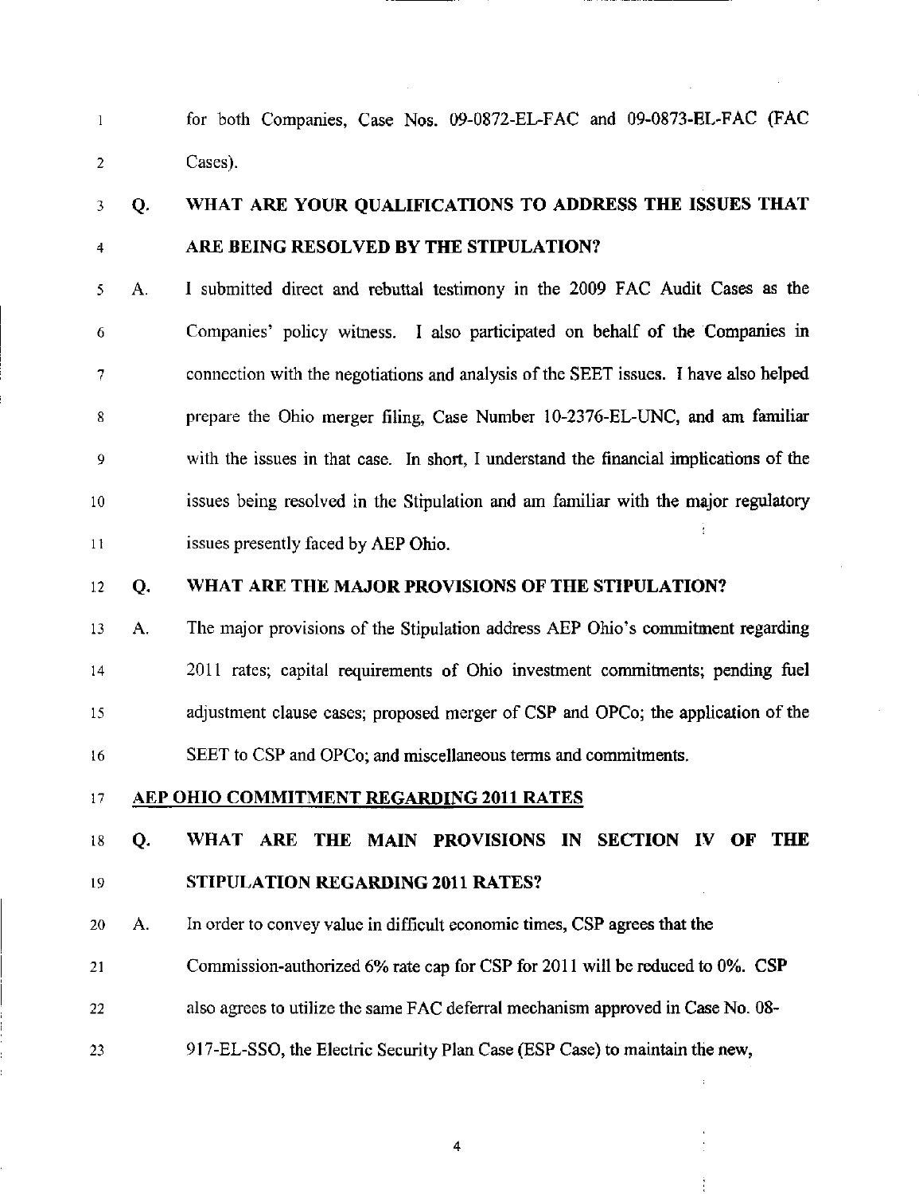for both Companies, Case Nos. 09-0872-EL-FAC and 09-0873-EL-FAC (FAC Cases).

**Q. WHAT ARE YOUR QUALIFICATIONS TO ADDRESS THE ISSUES THAT ARE BEING RESOLVED BY THE STIPULATION?**

A. I submitted direct and rebuttal testimony in the 2009 FAC Audit Cases as the Companies' policy witness. I also participated on behalf of the Companies in connection with the negotiations and analysis of the SEET issues. I have also helped prepare the Ohio merger filing, Case Number 10-2376-EL-UNC, and am familiar with the issues in that case. In short, I understand the financial implications of the issues being resolved in the Stipulation and am familiar with the major regulatory issues presently faced by AEP Ohio.

**Q. WHAT ARE THE MAJOR PROVISIONS OF THE STIPULATION?**

A. The major provisions of the Stipulation address AEP Ohio's commitment regarding 2011 rates; capital requirements of Ohio investment commitments; pending fuel adjustment clause cases; proposed merger of CSP and OPCo; the application of the SEET to CSP and OPCo; and miscellaneous terms and commitments.

## AEP OHIO COMMITMENT REGARDING 2011 RATES

**Q. WHAT ARE THE MAIN PROVISIONS IN SECTION IV OF THE STIPULATION REGARDING 2011 RATES?**

A. In order to convey value in difficult economic times, CSP agrees that the Commission-authorized 6% rate cap for CSP for 2011 will be reduced to 0%. CSP also agrees to utilize the same FAC deferral mechanism approved in Case No. 08-917-EL-SSO, the Electric Security Plan Case (ESP Case) to maintain the new,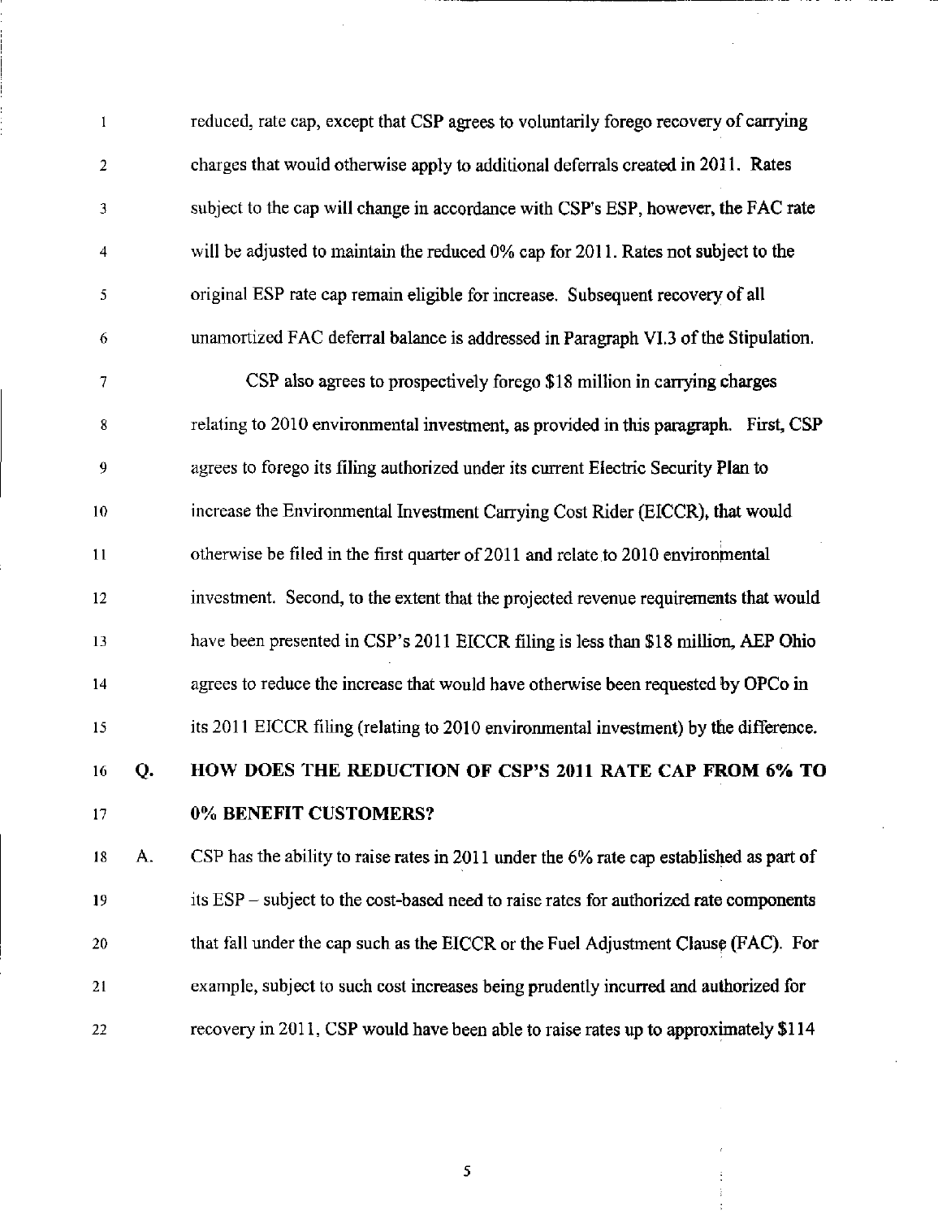reduced, rate cap, except that CSP agrees to voluntarily forego recovery of carrying charges that would otherwise apply to additional deferrals created in 2011. Rates subject to the cap will change in accordance with CSP's ESP, however, the FAC rate will be adjusted to maintain the reduced 0% cap for 2011. Rates not subject to the original ESP rate cap remain eligible for increase. Subsequent recovery of all unamortized FAC deferral balance is addressed in Paragraph VI.3 of the Stipulation.

CSP also agrees to prospectively forego $18 million in carrying charges relating to 2010 environmental investment, as provided in this paragraph. First, CSP agrees to forego its filing authorized under its current Electric Security Plan to increase the Environmental Investment Carrying Cost Rider (EICCR), that would otherwise be filed in the first quarter of 2011 and relate to 2010 environmental investment. Second, to the extent that the projected revenue requirements that would have been presented in CSP's 2011 EICCR filing is less than $18 million, AEP Ohio agrees to reduce the increase that would have otherwise been requested by OPCo in its 2011 EICCR filing (relating to 2010 environmental investment) by the difference.

**Q. HOW DOES THE REDUCTION OF CSP'S 2011 RATE CAP FROM 6% TO 0% BENEFIT CUSTOMERS?**

A. CSP has the ability to raise rates in 2011 under the 6% rate cap established as part of its ESP – subject to the cost-based need to raise rates for authorized rate components that fall under the cap such as the EICCR or the Fuel Adjustment Clause (FAC). For example, subject to such cost increases being prudently incurred and authorized for recovery in 2011, CSP would have been able to raise rates up to approximately $114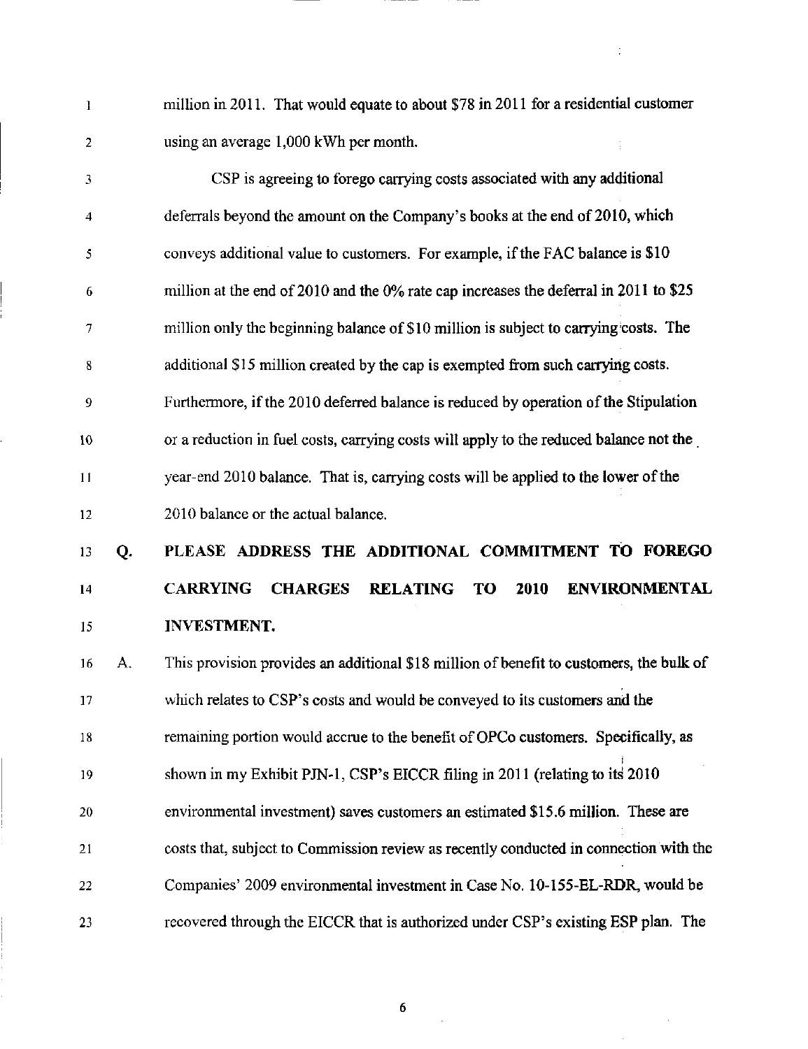million in 2011. That would equate to about $78 in 2011 for a residential customer using an average 1,000 kWh per month.

CSP is agreeing to forego carrying costs associated with any additional deferrals beyond the amount on the Company's books at the end of 2010, which conveys additional value to customers. For example, if the FAC balance is $10 million at the end of 2010 and the 0% rate cap increases the deferral in 2011 to $25 million only the beginning balance of $10 million is subject to carrying costs. The additional $15 million created by the cap is exempted from such carrying costs. Furthermore, if the 2010 deferred balance is reduced by operation of the Stipulation or a reduction in fuel costs, carrying costs will apply to the reduced balance not the year-end 2010 balance. That is, carrying costs will be applied to the lower of the 2010 balance or the actual balance.

**Q. PLEASE ADDRESS THE ADDITIONAL COMMITMENT TO FOREGO CARRYING CHARGES RELATING TO 2010 ENVIRONMENTAL INVESTMENT.**

A. This provision provides an additional $18 million of benefit to customers, the bulk of which relates to CSP's costs and would be conveyed to its customers and the remaining portion would accrue to the benefit of OPCo customers. Specifically, as shown in my Exhibit PJN-1, CSP's EICCR filing in 2011 (relating to its 2010 environmental investment) saves customers an estimated $15.6 million. These are costs that, subject to Commission review as recently conducted in connection with the Companies' 2009 environmental investment in Case No. 10-155-EL-RDR, would be recovered through the EICCR that is authorized under CSP's existing ESP plan. The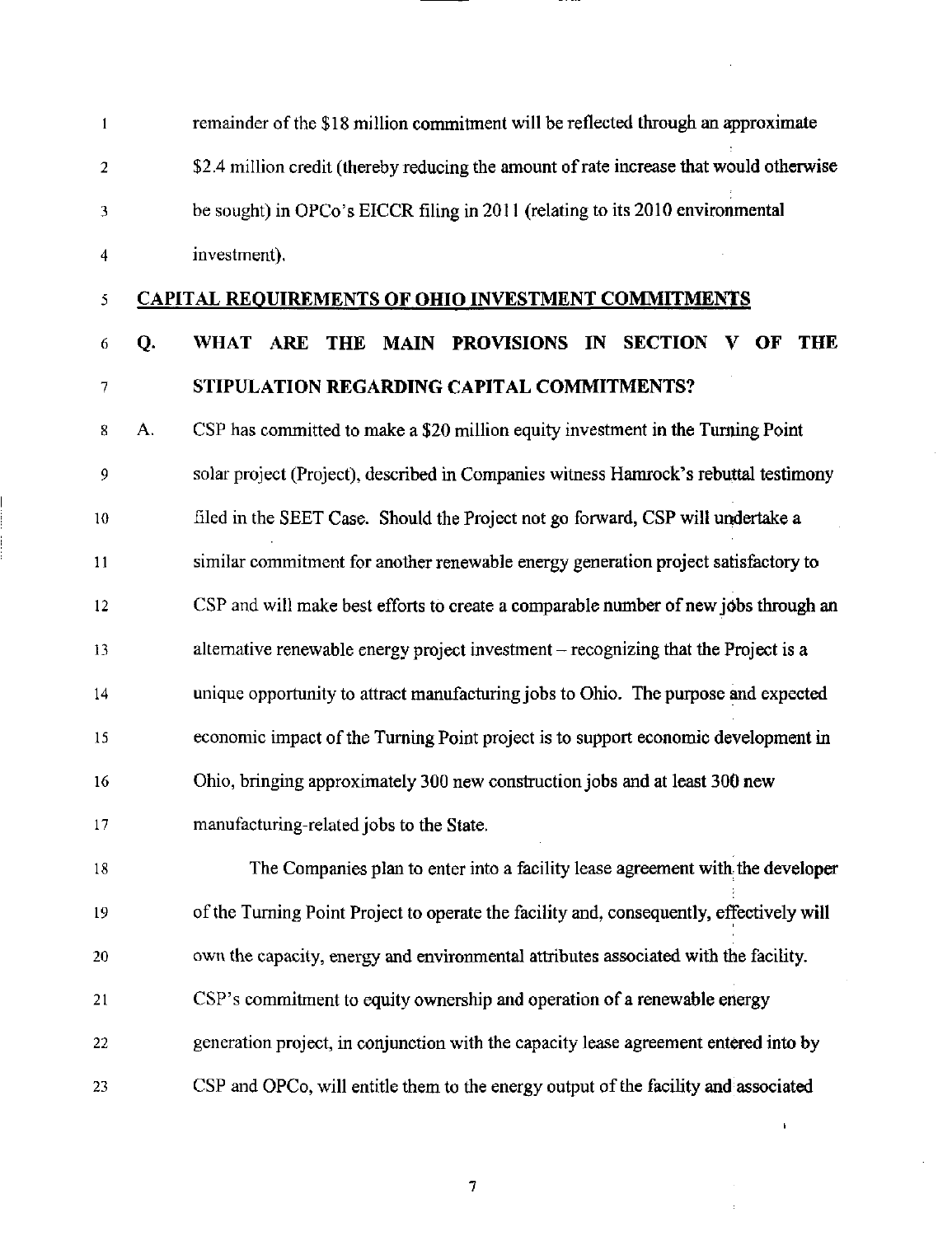remainder of the $18 million commitment will be reflected through an approximate $2.4 million credit (thereby reducing the amount of rate increase that would otherwise be sought) in OPCo's EICCR filing in 2011 (relating to its 2010 environmental investment).

## CAPITAL REQUIREMENTS OF OHIO INVESTMENT COMMITMENTS

**Q. WHAT ARE THE MAIN PROVISIONS IN SECTION V OF THE STIPULATION REGARDING CAPITAL COMMITMENTS?**

A. CSP has committed to make a $20 million equity investment in the Turning Point solar project (Project), described in Companies witness Hamrock's rebuttal testimony filed in the SEET Case. Should the Project not go forward, CSP will undertake a similar commitment for another renewable energy generation project satisfactory to CSP and will make best efforts to create a comparable number of new jobs through an alternative renewable energy project investment – recognizing that the Project is a unique opportunity to attract manufacturing jobs to Ohio. The purpose and expected economic impact of the Turning Point project is to support economic development in Ohio, bringing approximately 300 new construction jobs and at least 300 new manufacturing-related jobs to the State.

The Companies plan to enter into a facility lease agreement with the developer of the Turning Point Project to operate the facility and, consequently, effectively will own the capacity, energy and environmental attributes associated with the facility. CSP's commitment to equity ownership and operation of a renewable energy generation project, in conjunction with the capacity lease agreement entered into by CSP and OPCo, will entitle them to the energy output of the facility and associated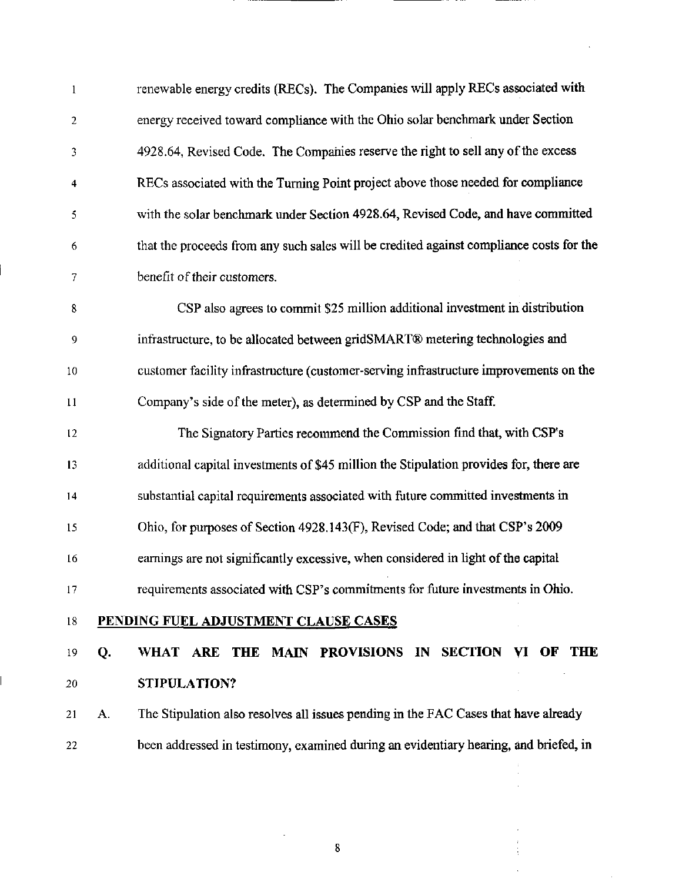renewable energy credits (RECs). The Companies will apply RECs associated with energy received toward compliance with the Ohio solar benchmark under Section 4928.64, Revised Code. The Companies reserve the right to sell any of the excess RECs associated with the Turning Point project above those needed for compliance with the solar benchmark under Section 4928.64, Revised Code, and have committed that the proceeds from any such sales will be credited against compliance costs for the benefit of their customers.

CSP also agrees to commit $25 million additional investment in distribution infrastructure, to be allocated between gridSMART® metering technologies and customer facility infrastructure (customer-serving infrastructure improvements on the Company's side of the meter), as determined by CSP and the Staff.

The Signatory Parties recommend the Commission find that, with CSP's additional capital investments of $45 million the Stipulation provides for, there are substantial capital requirements associated with future committed investments in Ohio, for purposes of Section 4928.143(F), Revised Code; and that CSP's 2009 earnings are not significantly excessive, when considered in light of the capital requirements associated with CSP's commitments for future investments in Ohio.

## PENDING FUEL ADJUSTMENT CLAUSE CASES

**Q. WHAT ARE THE MAIN PROVISIONS IN SECTION VI OF THE STIPULATION?**

A. The Stipulation also resolves all issues pending in the FAC Cases that have already been addressed in testimony, examined during an evidentiary hearing, and briefed, in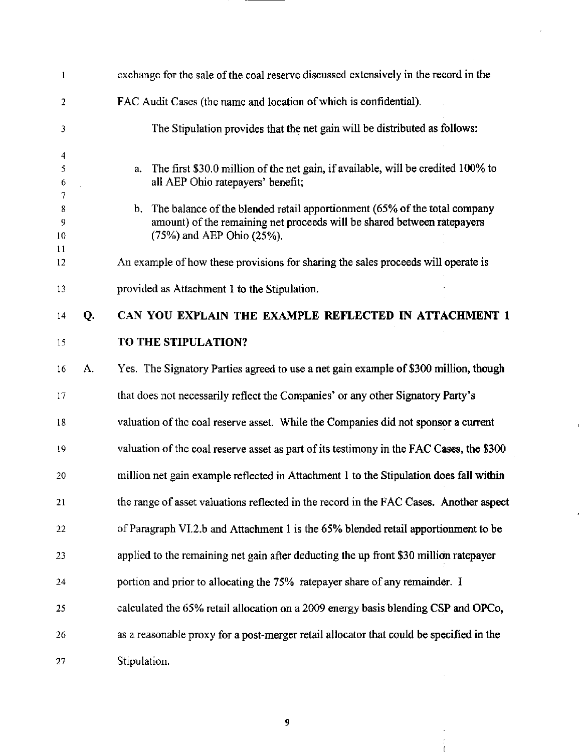exchange for the sale of the coal reserve discussed extensively in the record in the FAC Audit Cases (the name and location of which is confidential).

The Stipulation provides that the net gain will be distributed as follows:

a. The first $30.0 million of the net gain, if available, will be credited 100% to all AEP Ohio ratepayers' benefit;

b. The balance of the blended retail apportionment (65% of the total company amount) of the remaining net proceeds will be shared between ratepayers (75%) and AEP Ohio (25%).

An example of how these provisions for sharing the sales proceeds will operate is provided as Attachment 1 to the Stipulation.

**Q. CAN YOU EXPLAIN THE EXAMPLE REFLECTED IN ATTACHMENT 1 TO THE STIPULATION?**

A. Yes. The Signatory Parties agreed to use a net gain example of $300 million, though that does not necessarily reflect the Companies' or any other Signatory Party's valuation of the coal reserve asset. While the Companies did not sponsor a current valuation of the coal reserve asset as part of its testimony in the FAC Cases, the $300 million net gain example reflected in Attachment 1 to the Stipulation does fall within the range of asset valuations reflected in the record in the FAC Cases. Another aspect of Paragraph VI.2.b and Attachment 1 is the 65% blended retail apportionment to be applied to the remaining net gain after deducting the up front $30 million ratepayer portion and prior to allocating the 75% ratepayer share of any remainder. I calculated the 65% retail allocation on a 2009 energy basis blending CSP and OPCo, as a reasonable proxy for a post-merger retail allocator that could be specified in the Stipulation.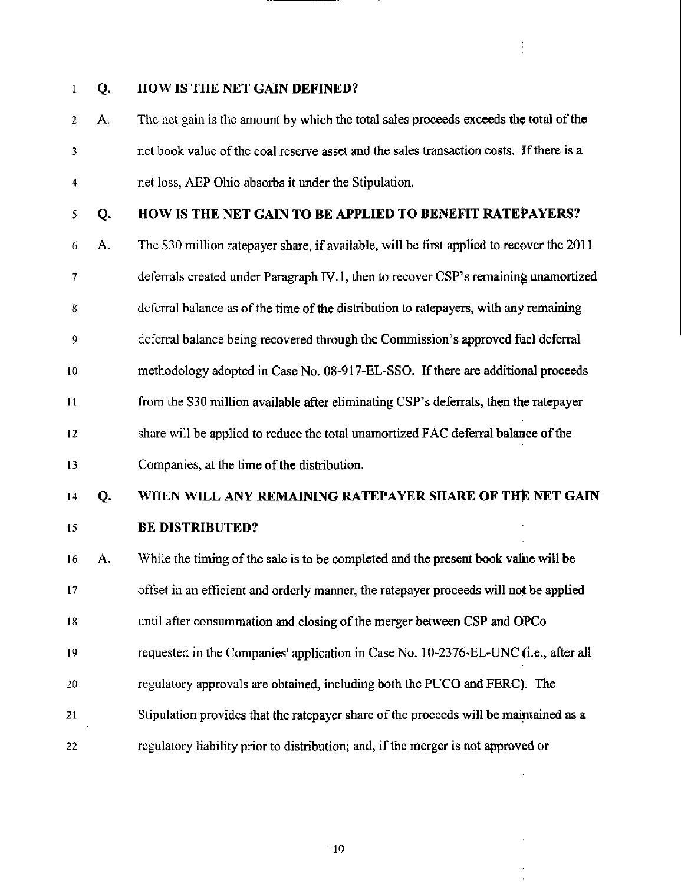**Q. HOW IS THE NET GAIN DEFINED?**

A. The net gain is the amount by which the total sales proceeds exceeds the total of the net book value of the coal reserve asset and the sales transaction costs. If there is a net loss, AEP Ohio absorbs it under the Stipulation.

**Q. HOW IS THE NET GAIN TO BE APPLIED TO BENEFIT RATEPAYERS?**

A. The $30 million ratepayer share, if available, will be first applied to recover the 2011 deferrals created under Paragraph IV.1, then to recover CSP's remaining unamortized deferral balance as of the time of the distribution to ratepayers, with any remaining deferral balance being recovered through the Commission's approved fuel deferral methodology adopted in Case No. 08-917-EL-SSO. If there are additional proceeds from the $30 million available after eliminating CSP's deferrals, then the ratepayer share will be applied to reduce the total unamortized FAC deferral balance of the Companies, at the time of the distribution.

**Q. WHEN WILL ANY REMAINING RATEPAYER SHARE OF THE NET GAIN BE DISTRIBUTED?**

A. While the timing of the sale is to be completed and the present book value will be offset in an efficient and orderly manner, the ratepayer proceeds will not be applied until after consummation and closing of the merger between CSP and OPCo requested in the Companies' application in Case No. 10-2376-EL-UNC (i.e., after all regulatory approvals are obtained, including both the PUCO and FERC). The Stipulation provides that the ratepayer share of the proceeds will be maintained as a regulatory liability prior to distribution; and, if the merger is not approved or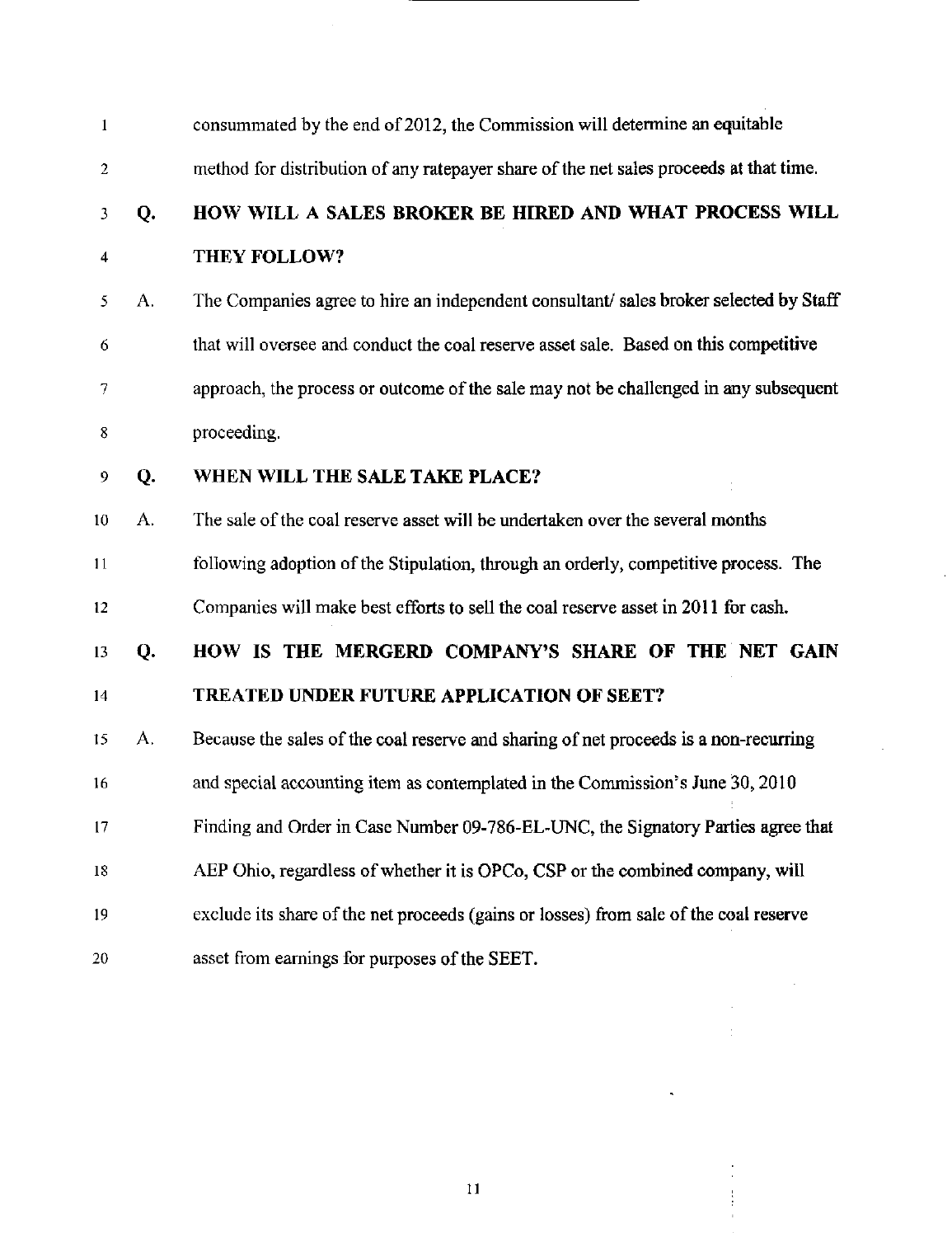consummated by the end of 2012, the Commission will determine an equitable method for distribution of any ratepayer share of the net sales proceeds at that time.

**Q. HOW WILL A SALES BROKER BE HIRED AND WHAT PROCESS WILL THEY FOLLOW?**

A. The Companies agree to hire an independent consultant/ sales broker selected by Staff that will oversee and conduct the coal reserve asset sale. Based on this competitive approach, the process or outcome of the sale may not be challenged in any subsequent proceeding.

**Q. WHEN WILL THE SALE TAKE PLACE?**

A. The sale of the coal reserve asset will be undertaken over the several months following adoption of the Stipulation, through an orderly, competitive process. The Companies will make best efforts to sell the coal reserve asset in 2011 for cash.

**Q. HOW IS THE MERGERD COMPANY'S SHARE OF THE NET GAIN TREATED UNDER FUTURE APPLICATION OF SEET?**

A. Because the sales of the coal reserve and sharing of net proceeds is a non-recurring and special accounting item as contemplated in the Commission's June 30, 2010 Finding and Order in Case Number 09-786-EL-UNC, the Signatory Parties agree that AEP Ohio, regardless of whether it is OPCo, CSP or the combined company, will exclude its share of the net proceeds (gains or losses) from sale of the coal reserve asset from earnings for purposes of the SEET.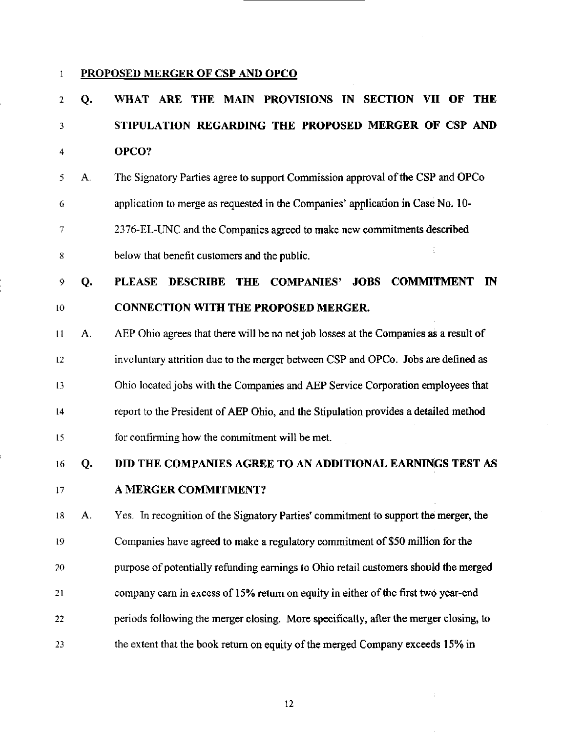## PROPOSED MERGER OF CSP AND OPCO

**Q. WHAT ARE THE MAIN PROVISIONS IN SECTION VII OF THE STIPULATION REGARDING THE PROPOSED MERGER OF CSP AND OPCO?**

A. The Signatory Parties agree to support Commission approval of the CSP and OPCo application to merge as requested in the Companies' application in Case No. 10-2376-EL-UNC and the Companies agreed to make new commitments described below that benefit customers and the public.

**Q. PLEASE DESCRIBE THE COMPANIES' JOBS COMMITMENT IN CONNECTION WITH THE PROPOSED MERGER.**

A. AEP Ohio agrees that there will be no net job losses at the Companies as a result of involuntary attrition due to the merger between CSP and OPCo. Jobs are defined as Ohio located jobs with the Companies and AEP Service Corporation employees that report to the President of AEP Ohio, and the Stipulation provides a detailed method for confirming how the commitment will be met.

**Q. DID THE COMPANIES AGREE TO AN ADDITIONAL EARNINGS TEST AS A MERGER COMMITMENT?**

A. Yes. In recognition of the Signatory Parties' commitment to support the merger, the Companies have agreed to make a regulatory commitment of $50 million for the purpose of potentially refunding earnings to Ohio retail customers should the merged company earn in excess of 15% return on equity in either of the first two year-end periods following the merger closing. More specifically, after the merger closing, to the extent that the book return on equity of the merged Company exceeds 15% in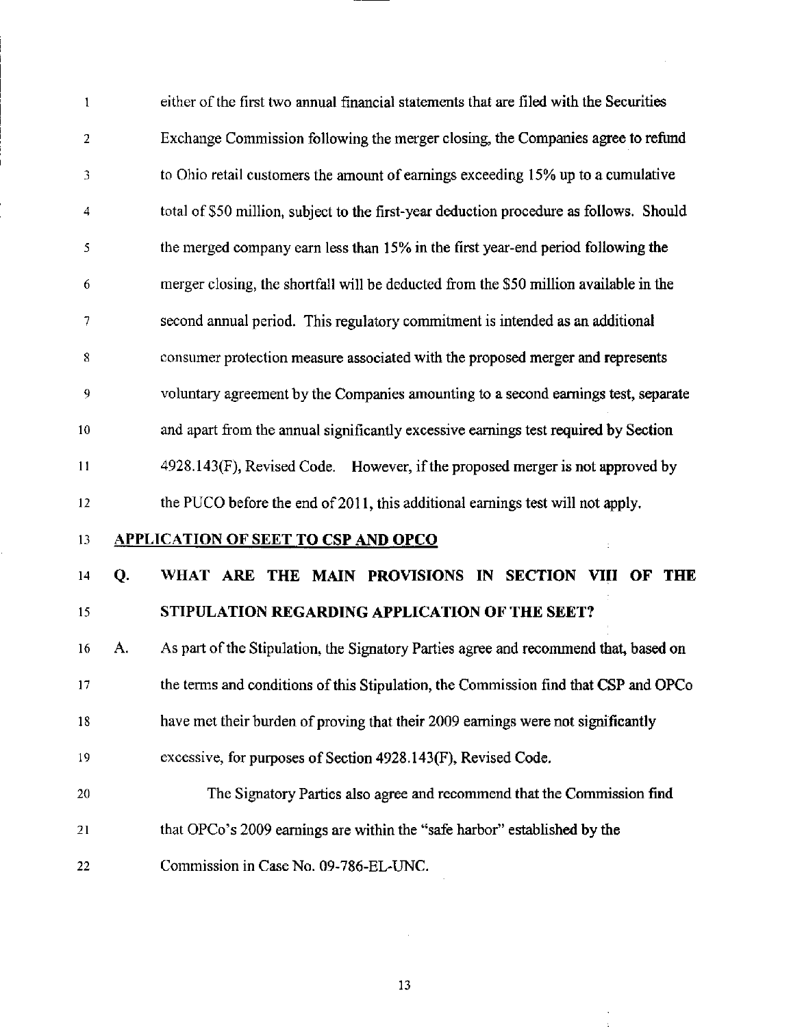either of the first two annual financial statements that are filed with the Securities Exchange Commission following the merger closing, the Companies agree to refund to Ohio retail customers the amount of earnings exceeding 15% up to a cumulative total of $50 million, subject to the first-year deduction procedure as follows. Should the merged company earn less than 15% in the first year-end period following the merger closing, the shortfall will be deducted from the $50 million available in the second annual period. This regulatory commitment is intended as an additional consumer protection measure associated with the proposed merger and represents voluntary agreement by the Companies amounting to a second earnings test, separate and apart from the annual significantly excessive earnings test required by Section 4928.143(F), Revised Code. However, if the proposed merger is not approved by the PUCO before the end of 2011, this additional earnings test will not apply.

**APPLICATION OF SEET TO CSP AND OPCO**

**Q. WHAT ARE THE MAIN PROVISIONS IN SECTION VIII OF THE STIPULATION REGARDING APPLICATION OF THE SEET?**

A. As part of the Stipulation, the Signatory Parties agree and recommend that, based on the terms and conditions of this Stipulation, the Commission find that CSP and OPCo have met their burden of proving that their 2009 earnings were not significantly excessive, for purposes of Section 4928.143(F), Revised Code.

The Signatory Parties also agree and recommend that the Commission find that OPCo's 2009 earnings are within the "safe harbor" established by the Commission in Case No. 09-786-EL-UNC.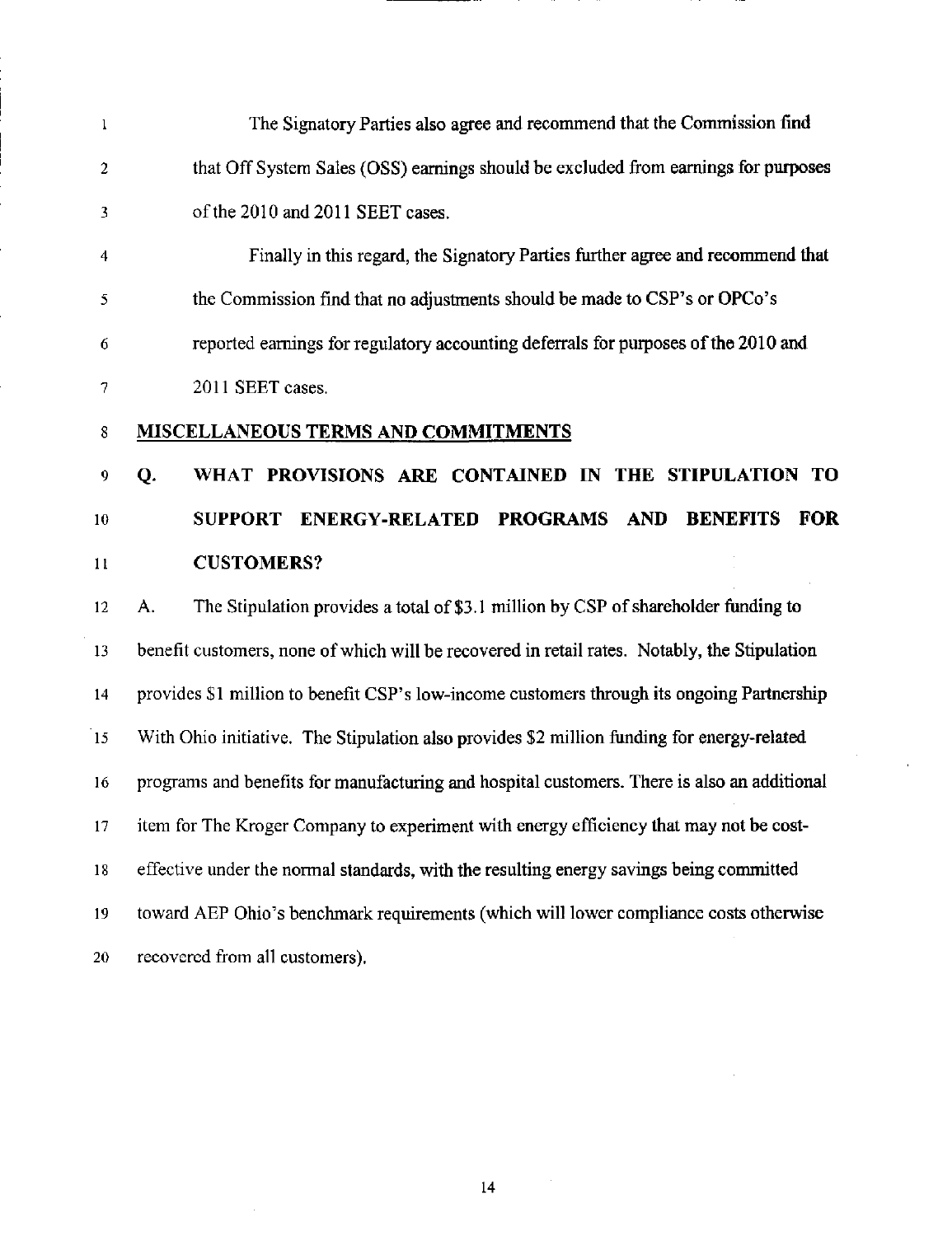The Signatory Parties also agree and recommend that the Commission find that Off System Sales (OSS) earnings should be excluded from earnings for purposes of the 2010 and 2011 SEET cases.

Finally in this regard, the Signatory Parties further agree and recommend that the Commission find that no adjustments should be made to CSP's or OPCo's reported earnings for regulatory accounting deferrals for purposes of the 2010 and 2011 SEET cases.

## MISCELLANEOUS TERMS AND COMMITMENTS

**Q. WHAT PROVISIONS ARE CONTAINED IN THE STIPULATION TO SUPPORT ENERGY-RELATED PROGRAMS AND BENEFITS FOR CUSTOMERS?**

A. The Stipulation provides a total of $3.1 million by CSP of shareholder funding to benefit customers, none of which will be recovered in retail rates. Notably, the Stipulation provides $1 million to benefit CSP's low-income customers through its ongoing Partnership With Ohio initiative. The Stipulation also provides $2 million funding for energy-related programs and benefits for manufacturing and hospital customers. There is also an additional item for The Kroger Company to experiment with energy efficiency that may not be cost-effective under the normal standards, with the resulting energy savings being committed toward AEP Ohio's benchmark requirements (which will lower compliance costs otherwise recovered from all customers).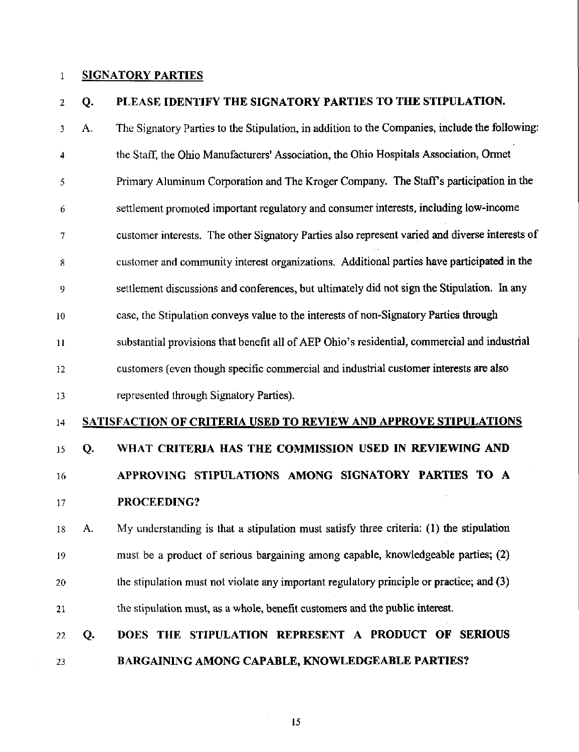**SIGNATORY PARTIES**

**Q. PLEASE IDENTIFY THE SIGNATORY PARTIES TO THE STIPULATION.**

A. The Signatory Parties to the Stipulation, in addition to the Companies, include the following: the Staff, the Ohio Manufacturers' Association, the Ohio Hospitals Association, Ormet Primary Aluminum Corporation and The Kroger Company. The Staff's participation in the settlement promoted important regulatory and consumer interests, including low-income customer interests. The other Signatory Parties also represent varied and diverse interests of customer and community interest organizations. Additional parties have participated in the settlement discussions and conferences, but ultimately did not sign the Stipulation. In any case, the Stipulation conveys value to the interests of non-Signatory Parties through substantial provisions that benefit all of AEP Ohio's residential, commercial and industrial customers (even though specific commercial and industrial customer interests are also represented through Signatory Parties).

**SATISFACTION OF CRITERIA USED TO REVIEW AND APPROVE STIPULATIONS**

**Q. WHAT CRITERIA HAS THE COMMISSION USED IN REVIEWING AND APPROVING STIPULATIONS AMONG SIGNATORY PARTIES TO A PROCEEDING?**

A. My understanding is that a stipulation must satisfy three criteria: (1) the stipulation must be a product of serious bargaining among capable, knowledgeable parties; (2) the stipulation must not violate any important regulatory principle or practice; and (3) the stipulation must, as a whole, benefit customers and the public interest.

**Q. DOES THE STIPULATION REPRESENT A PRODUCT OF SERIOUS BARGAINING AMONG CAPABLE, KNOWLEDGEABLE PARTIES?**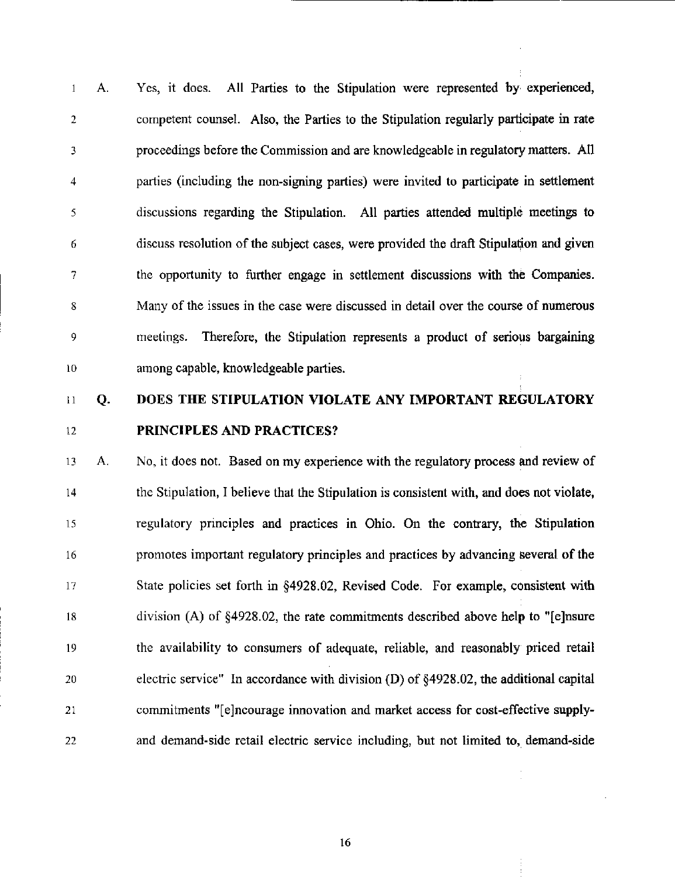A. Yes, it does. All Parties to the Stipulation were represented by experienced, competent counsel. Also, the Parties to the Stipulation regularly participate in rate proceedings before the Commission and are knowledgeable in regulatory matters. All parties (including the non-signing parties) were invited to participate in settlement discussions regarding the Stipulation. All parties attended multiple meetings to discuss resolution of the subject cases, were provided the draft Stipulation and given the opportunity to further engage in settlement discussions with the Companies. Many of the issues in the case were discussed in detail over the course of numerous meetings. Therefore, the Stipulation represents a product of serious bargaining among capable, knowledgeable parties.

**Q. DOES THE STIPULATION VIOLATE ANY IMPORTANT REGULATORY PRINCIPLES AND PRACTICES?**

A. No, it does not. Based on my experience with the regulatory process and review of the Stipulation, I believe that the Stipulation is consistent with, and does not violate, regulatory principles and practices in Ohio. On the contrary, the Stipulation promotes important regulatory principles and practices by advancing several of the State policies set forth in §4928.02, Revised Code. For example, consistent with division (A) of §4928.02, the rate commitments described above help to "[e]nsure the availability to consumers of adequate, reliable, and reasonably priced retail electric service" In accordance with division (D) of §4928.02, the additional capital commitments "[e]ncourage innovation and market access for cost-effective supply- and demand-side retail electric service including, but not limited to, demand-side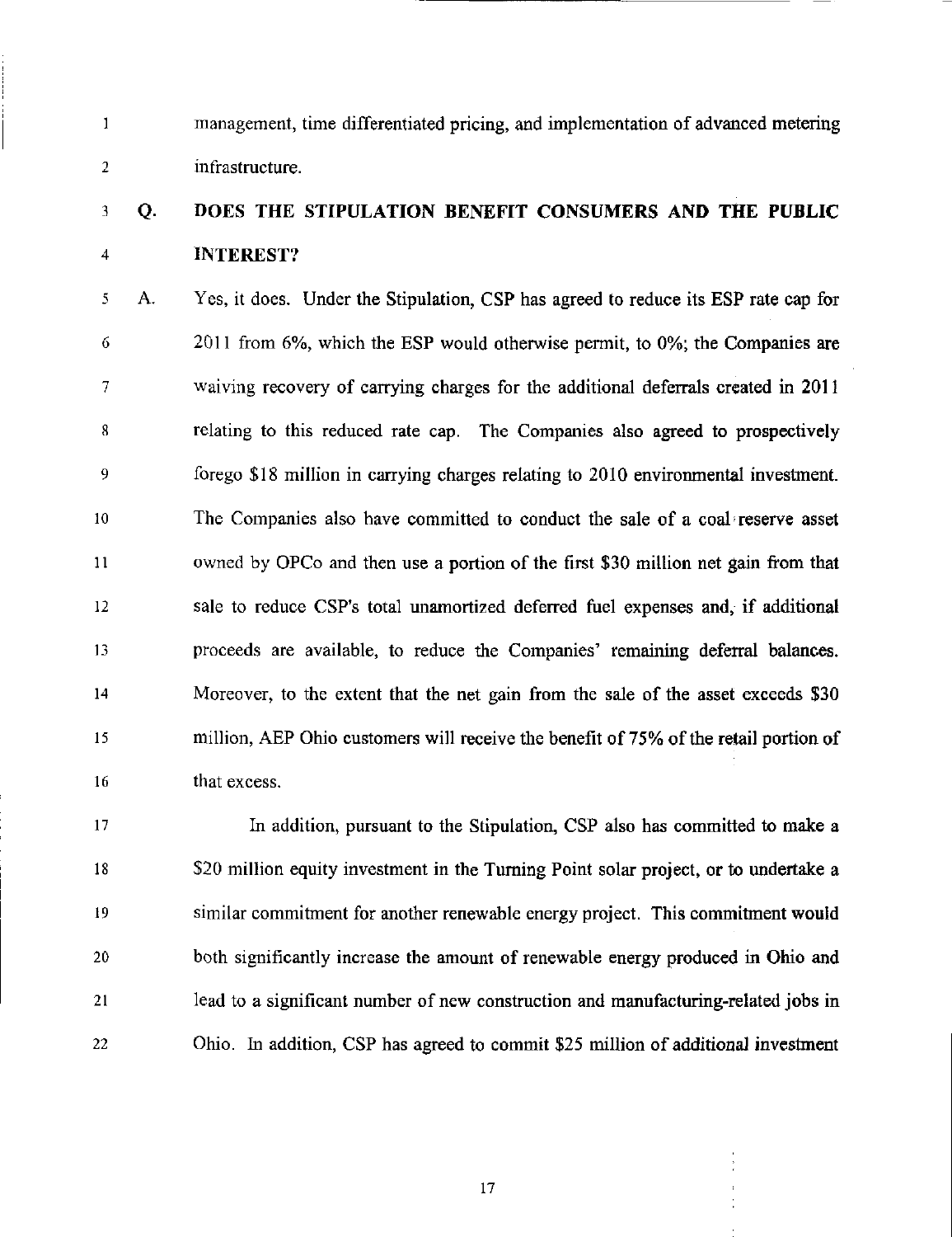management, time differentiated pricing, and implementation of advanced metering infrastructure.

**Q. DOES THE STIPULATION BENEFIT CONSUMERS AND THE PUBLIC INTEREST?**

A. Yes, it does. Under the Stipulation, CSP has agreed to reduce its ESP rate cap for 2011 from 6%, which the ESP would otherwise permit, to 0%; the Companies are waiving recovery of carrying charges for the additional deferrals created in 2011 relating to this reduced rate cap. The Companies also agreed to prospectively forego $18 million in carrying charges relating to 2010 environmental investment. The Companies also have committed to conduct the sale of a coal reserve asset owned by OPCo and then use a portion of the first $30 million net gain from that sale to reduce CSP's total unamortized deferred fuel expenses and, if additional proceeds are available, to reduce the Companies' remaining deferral balances. Moreover, to the extent that the net gain from the sale of the asset exceeds $30 million, AEP Ohio customers will receive the benefit of 75% of the retail portion of that excess.

In addition, pursuant to the Stipulation, CSP also has committed to make a $20 million equity investment in the Turning Point solar project, or to undertake a similar commitment for another renewable energy project. This commitment would both significantly increase the amount of renewable energy produced in Ohio and lead to a significant number of new construction and manufacturing-related jobs in Ohio. In addition, CSP has agreed to commit $25 million of additional investment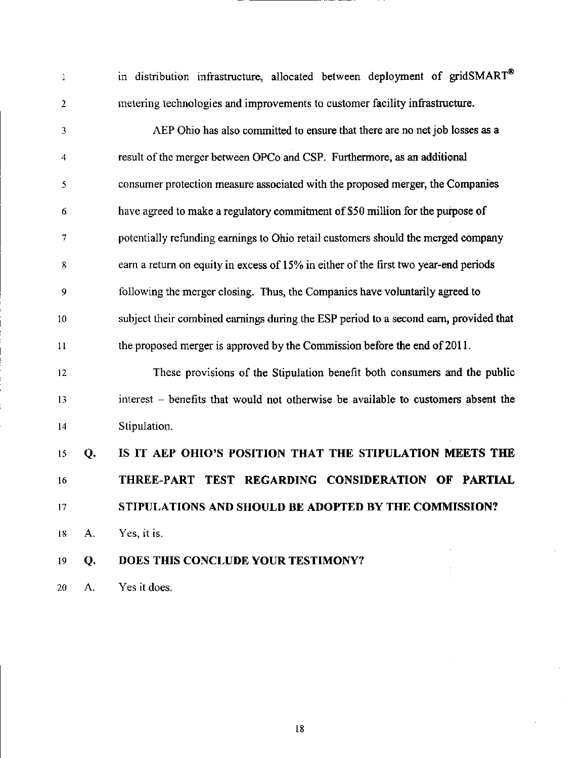in distribution infrastructure, allocated between deployment of gridSMART® metering technologies and improvements to customer facility infrastructure.

AEP Ohio has also committed to ensure that there are no net job losses as a result of the merger between OPCo and CSP. Furthermore, as an additional consumer protection measure associated with the proposed merger, the Companies have agreed to make a regulatory commitment of $50 million for the purpose of potentially refunding earnings to Ohio retail customers should the merged company earn a return on equity in excess of 15% in either of the first two year-end periods following the merger closing. Thus, the Companies have voluntarily agreed to subject their combined earnings during the ESP period to a second earn, provided that the proposed merger is approved by the Commission before the end of 2011.

These provisions of the Stipulation benefit both consumers and the public interest – benefits that would not otherwise be available to customers absent the Stipulation.

**Q. IS IT AEP OHIO'S POSITION THAT THE STIPULATION MEETS THE THREE-PART TEST REGARDING CONSIDERATION OF PARTIAL STIPULATIONS AND SHOULD BE ADOPTED BY THE COMMISSION?**

A. Yes, it is.

**Q. DOES THIS CONCLUDE YOUR TESTIMONY?**

A. Yes it does.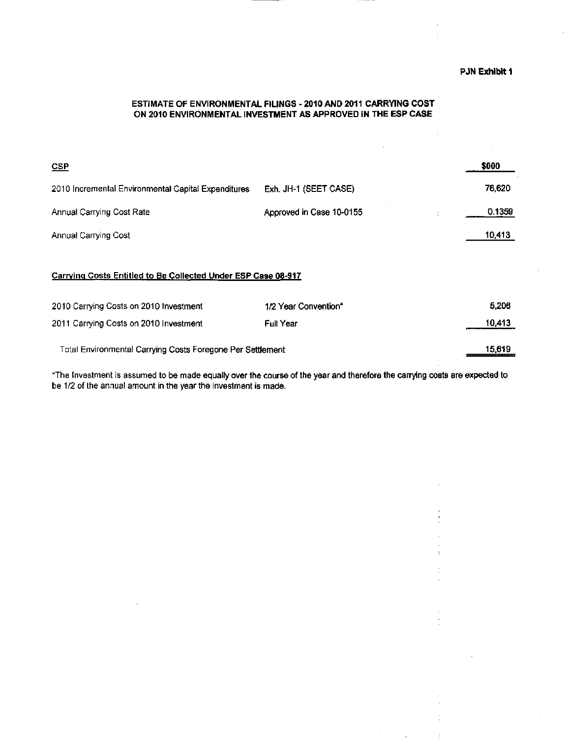**PJN Exhibit 1**

## ESTIMATE OF ENVIRONMENTAL FILINGS - 2010 AND 2011 CARRYING COST ON 2010 ENVIRONMENTAL INVESTMENT AS APPROVED IN THE ESP CASE

| CSP | | $000 |
|---|---|---|
| 2010 Incremental Environmental Capital Expenditures | Exh. JH-1 (SEET CASE) | 76,620 |
| Annual Carrying Cost Rate | Approved in Case 10-0155 | 0.1359 |
| Annual Carrying Cost | | 10,413 |

**Carrying Costs Entitled to Be Collected Under ESP Case 08-917**

| | | |
|---|---|---|
| 2010 Carrying Costs on 2010 Investment | 1/2 Year Convention* | 5,206 |
| 2011 Carrying Costs on 2010 Investment | Full Year | 10,413 |
| Total Environmental Carrying Costs Foregone Per Settlement | | 15,619 |

*The Investment is assumed to be made equally over the course of the year and therefore the carrying costs are expected to be 1/2 of the annual amount in the year the investment is made.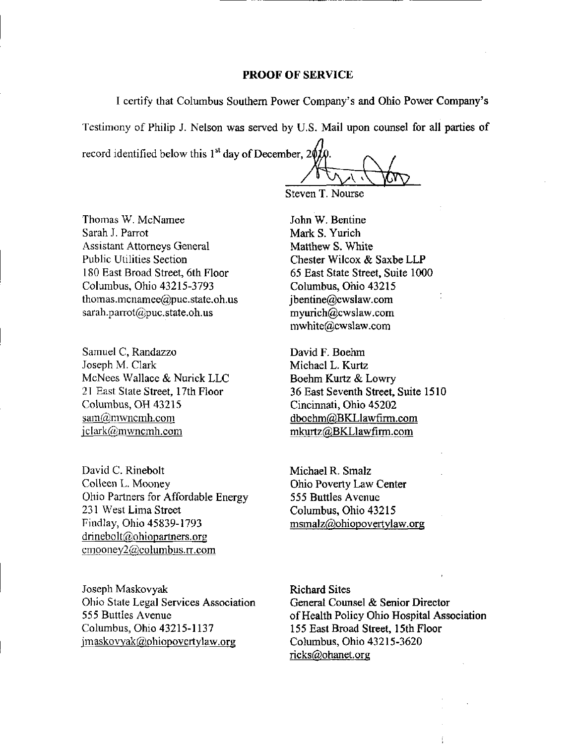## PROOF OF SERVICE

I certify that Columbus Southern Power Company's and Ohio Power Company's Testimony of Philip J. Nelson was served by U.S. Mail upon counsel for all parties of record identified below this 1st day of December, 2010.

Steven T. Nourse

Thomas W. McNamee
Sarah J. Parrot
Assistant Attorneys General
Public Utilities Section
180 East Broad Street, 6th Floor
Columbus, Ohio 43215-3793
thomas.mcnamee@puc.state.oh.us
sarah.parrot@puc.state.oh.us

John W. Bentine
Mark S. Yurich
Matthew S. White
Chester Wilcox & Saxbe LLP
65 East State Street, Suite 1000
Columbus, Ohio 43215
jbentine@cwslaw.com
myurich@cwslaw.com
mwhite@cwslaw.com

Samuel C, Randazzo
Joseph M. Clark
McNees Wallace & Nurick LLC
21 East State Street, 17th Floor
Columbus, OH 43215
sam@mwncmh.com
jclark@mwncmh.com

David F. Boehm
Michael L. Kurtz
Boehm Kurtz & Lowry
36 East Seventh Street, Suite 1510
Cincinnati, Ohio 45202
dboehm@BKLlawfirm.com
mkurtz@BKLlawfirm.com

David C. Rinebolt
Colleen L. Mooney
Ohio Partners for Affordable Energy
231 West Lima Street
Findlay, Ohio 45839-1793
drinebolt@ohiopartners.org
cmooney2@columbus.rr.com

Michael R. Smalz
Ohio Poverty Law Center
555 Buttles Avenue
Columbus, Ohio 43215
msmalz@ohiopovertylaw.org

Joseph Maskovyak
Ohio State Legal Services Association
555 Buttles Avenue
Columbus, Ohio 43215-1137
jmaskovyak@ohiopovertylaw.org

Richard Sites
General Counsel & Senior Director
of Health Policy Ohio Hospital Association
155 East Broad Street, 15th Floor
Columbus, Ohio 43215-3620
ricks@ohanet.org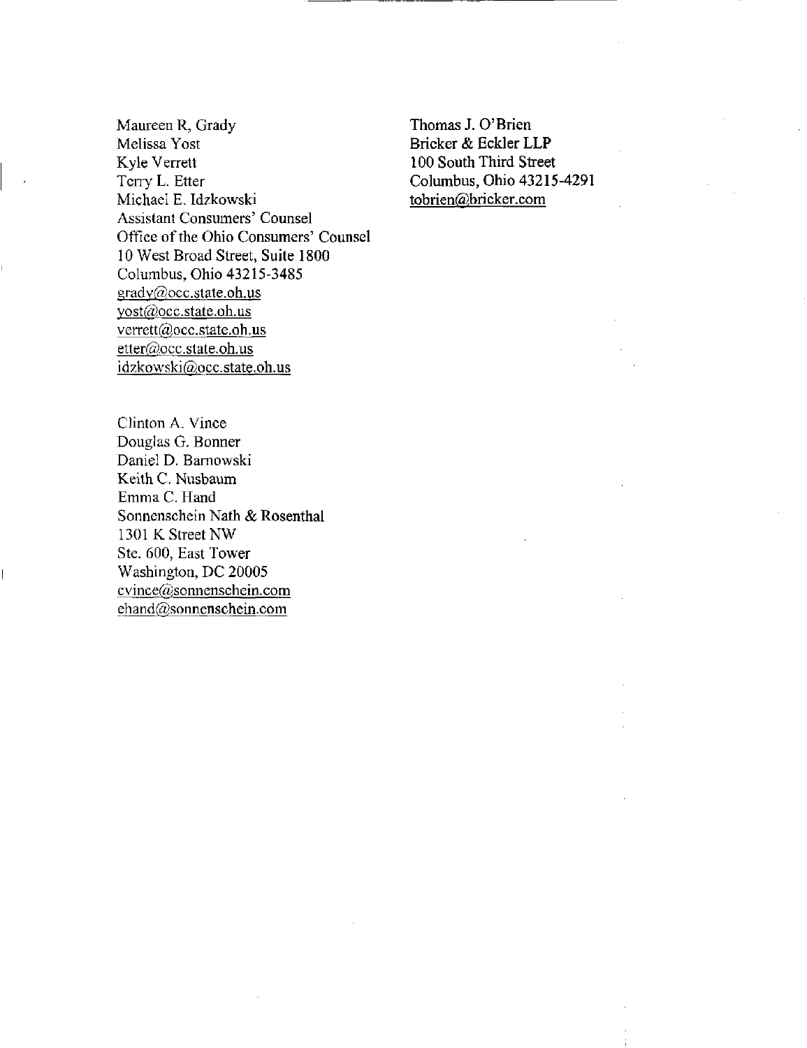Maureen R, Grady
Melissa Yost
Kyle Verrett
Terry L. Etter
Michael E. Idzkowski
Assistant Consumers' Counsel
Office of the Ohio Consumers' Counsel
10 West Broad Street, Suite 1800
Columbus, Ohio 43215-3485
grady@occ.state.oh.us
yost@occ.state.oh.us
verrett@occ.state.oh.us
etter@occ.state.oh.us
idzkowski@occ.state.oh.us

Thomas J. O'Brien
Bricker & Eckler LLP
100 South Third Street
Columbus, Ohio 43215-4291
tobrien@bricker.com

Clinton A. Vince
Douglas G. Bonner
Daniel D. Barnowski
Keith C. Nusbaum
Emma C. Hand
Sonnenschein Nath & Rosenthal
1301 K Street NW
Ste. 600, East Tower
Washington, DC 20005
cvince@sonnenschein.com
ehand@sonnenschein.com